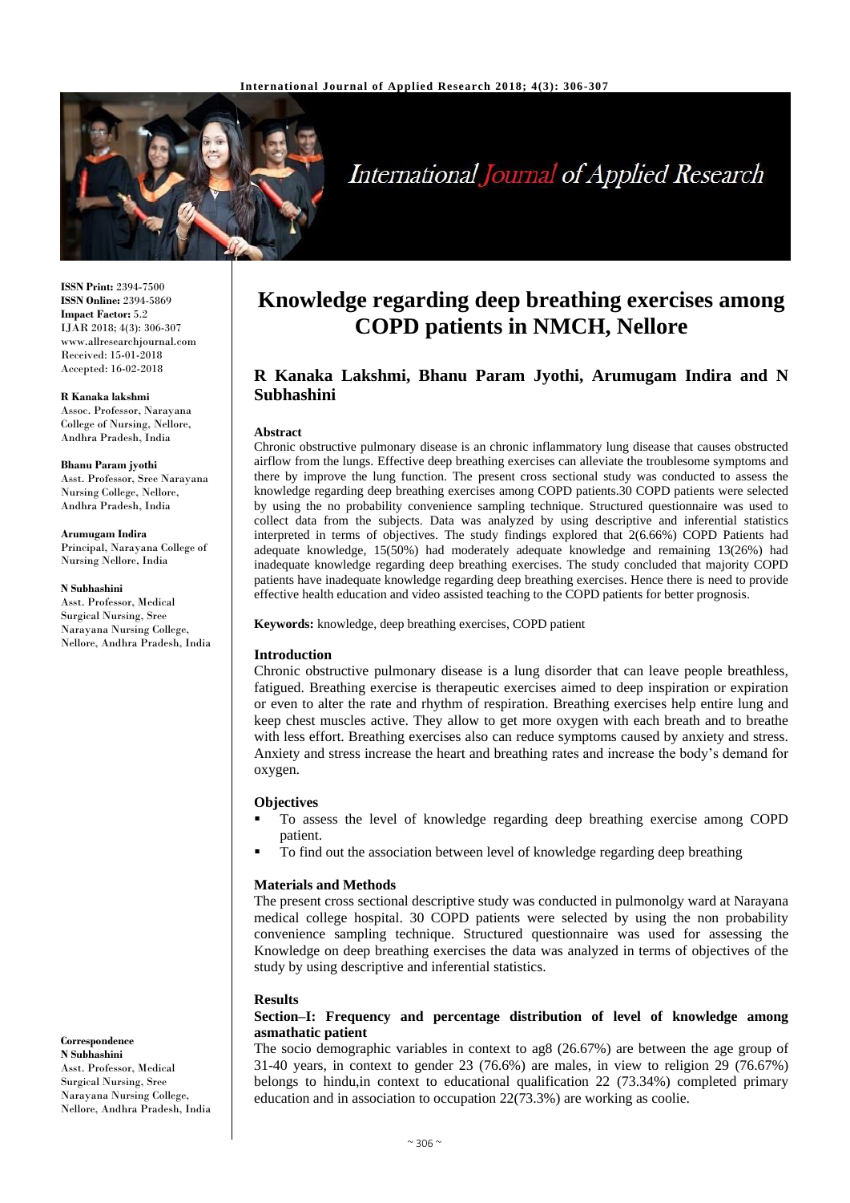**ISSN Print:** 2394-7500
**ISSN Online:** 2394-5869
**Impact Factor:** 5.2
IJAR 2018; 4(3): 306-307
www.allresearchjournal.com
Received: 15-01-2018
Accepted: 16-02-2018

**R Kanaka lakshmi**
Assoc. Professor, Narayana College of Nursing, Nellore, Andhra Pradesh, India

**Bhanu Param jyothi**
Asst. Professor, Sree Narayana Nursing College, Nellore, Andhra Pradesh, India

**Arumugam Indira**
Principal, Narayana College of Nursing Nellore, India

**N Subhashini**
Asst. Professor, Medical Surgical Nursing, Sree Narayana Nursing College, Nellore, Andhra Pradesh, India

**Correspondence**
**N Subhashini**
Asst. Professor, Medical Surgical Nursing, Sree Narayana Nursing College, Nellore, Andhra Pradesh, India

# Knowledge regarding deep breathing exercises among COPD patients in NMCH, Nellore

**R Kanaka Lakshmi, Bhanu Param Jyothi, Arumugam Indira and N Subhashini**

**Abstract**

Chronic obstructive pulmonary disease is an chronic inflammatory lung disease that causes obstructed airflow from the lungs. Effective deep breathing exercises can alleviate the troublesome symptoms and there by improve the lung function. The present cross sectional study was conducted to assess the knowledge regarding deep breathing exercises among COPD patients.30 COPD patients were selected by using the no probability convenience sampling technique. Structured questionnaire was used to collect data from the subjects. Data was analyzed by using descriptive and inferential statistics interpreted in terms of objectives. The study findings explored that 2(6.66%) COPD Patients had adequate knowledge, 15(50%) had moderately adequate knowledge and remaining 13(26%) had inadequate knowledge regarding deep breathing exercises. The study concluded that majority COPD patients have inadequate knowledge regarding deep breathing exercises. Hence there is need to provide effective health education and video assisted teaching to the COPD patients for better prognosis.

**Keywords:** knowledge, deep breathing exercises, COPD patient

## Introduction

Chronic obstructive pulmonary disease is a lung disorder that can leave people breathless, fatigued. Breathing exercise is therapeutic exercises aimed to deep inspiration or expiration or even to alter the rate and rhythm of respiration. Breathing exercises help entire lung and keep chest muscles active. They allow to get more oxygen with each breath and to breathe with less effort. Breathing exercises also can reduce symptoms caused by anxiety and stress. Anxiety and stress increase the heart and breathing rates and increase the body's demand for oxygen.

## Objectives

- To assess the level of knowledge regarding deep breathing exercise among COPD patient.
- To find out the association between level of knowledge regarding deep breathing

## Materials and Methods

The present cross sectional descriptive study was conducted in pulmonolgy ward at Narayana medical college hospital. 30 COPD patients were selected by using the non probability convenience sampling technique. Structured questionnaire was used for assessing the Knowledge on deep breathing exercises the data was analyzed in terms of objectives of the study by using descriptive and inferential statistics.

## Results

### Section–I: Frequency and percentage distribution of level of knowledge among asmathatic patient

The socio demographic variables in context to ag8 (26.67%) are between the age group of 31-40 years, in context to gender 23 (76.6%) are males, in view to religion 29 (76.67%) belongs to hindu,in context to educational qualification 22 (73.34%) completed primary education and in association to occupation 22(73.3%) are working as coolie.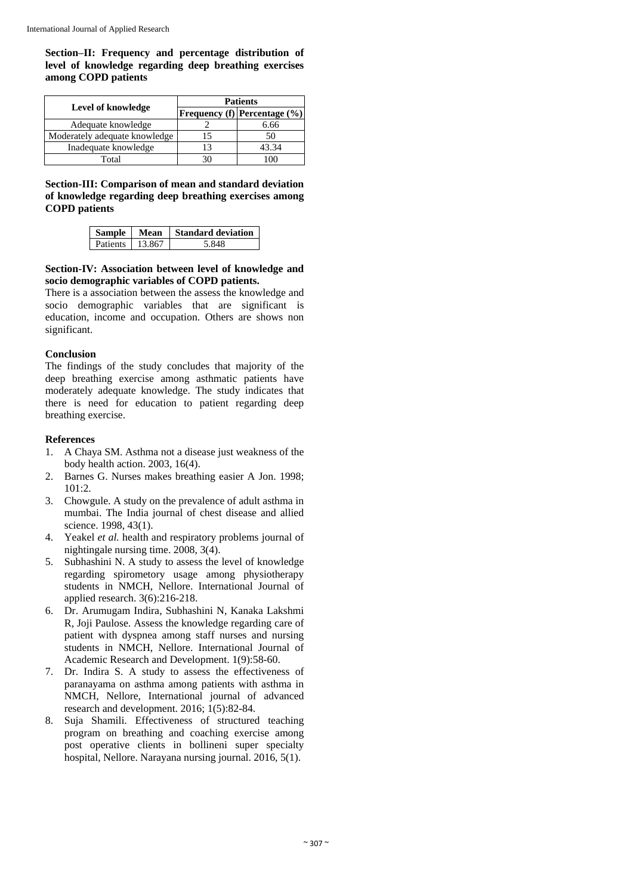**Section–II: Frequency and percentage distribution of level of knowledge regarding deep breathing exercises among COPD patients**

| Level of knowledge | Patients | |
|---|---|---|
| | Frequency (f) | Percentage (%) |
| Adequate knowledge | 2 | 6.66 |
| Moderately adequate knowledge | 15 | 50 |
| Inadequate knowledge | 13 | 43.34 |
| Total | 30 | 100 |

**Section-III: Comparison of mean and standard deviation of knowledge regarding deep breathing exercises among COPD patients**

| Sample | Mean | Standard deviation |
|---|---|---|
| Patients | 13.867 | 5.848 |

**Section-IV: Association between level of knowledge and socio demographic variables of COPD patients.**

There is a association between the assess the knowledge and socio demographic variables that are significant is education, income and occupation. Others are shows non significant.

## Conclusion

The findings of the study concludes that majority of the deep breathing exercise among asthmatic patients have moderately adequate knowledge. The study indicates that there is need for education to patient regarding deep breathing exercise.

## References

1. A Chaya SM. Asthma not a disease just weakness of the body health action. 2003, 16(4).
2. Barnes G. Nurses makes breathing easier A Jon. 1998; 101:2.
3. Chowgule. A study on the prevalence of adult asthma in mumbai. The India journal of chest disease and allied science. 1998, 43(1).
4. Yeakel *et al.* health and respiratory problems journal of nightingale nursing time. 2008, 3(4).
5. Subhashini N. A study to assess the level of knowledge regarding spirometory usage among physiotherapy students in NMCH, Nellore. International Journal of applied research. 3(6):216-218.
6. Dr. Arumugam Indira, Subhashini N, Kanaka Lakshmi R, Joji Paulose. Assess the knowledge regarding care of patient with dyspnea among staff nurses and nursing students in NMCH, Nellore. International Journal of Academic Research and Development. 1(9):58-60.
7. Dr. Indira S. A study to assess the effectiveness of paranayama on asthma among patients with asthma in NMCH, Nellore, International journal of advanced research and development. 2016; 1(5):82-84.
8. Suja Shamili. Effectiveness of structured teaching program on breathing and coaching exercise among post operative clients in bollineni super specialty hospital, Nellore. Narayana nursing journal. 2016, 5(1).